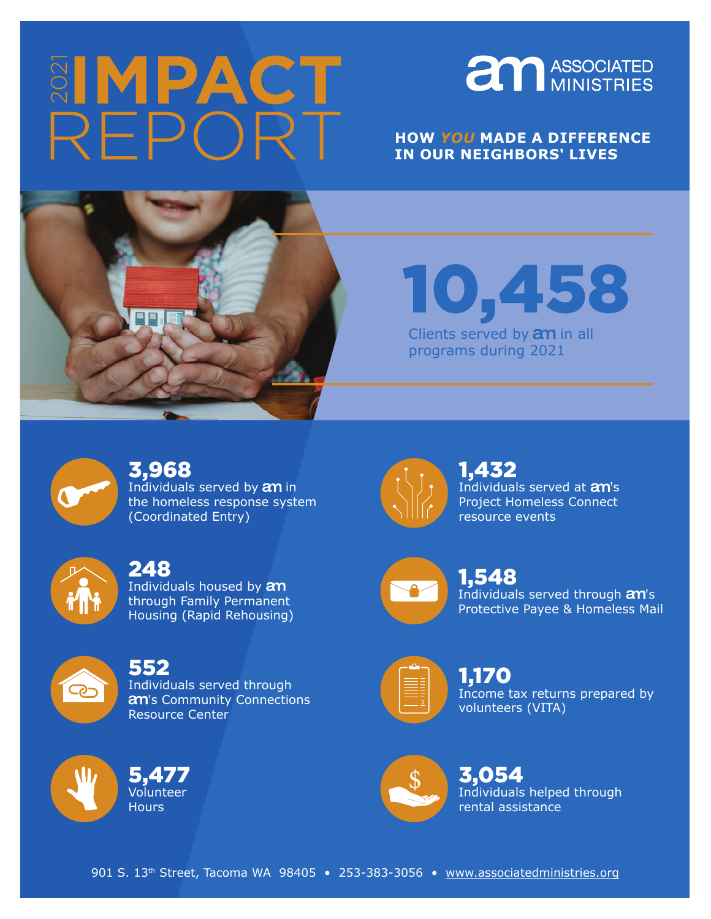# 2021 IMPACT REPORT

**ASSOCIATED MINISTRIES**

**HOW *YOU* MADE A DIFFERENCE IN OUR NEIGHBORS' LIVES**

## 10,458

Clients served by am in all programs during 2021

**3,968**
Individuals served by am in the homeless response system (Coordinated Entry)

**248**
Individuals housed by am through Family Permanent Housing (Rapid Rehousing)

**552**
Individuals served through am's Community Connections Resource Center

**5,477**
Volunteer Hours

**1,432**
Individuals served at am's Project Homeless Connect resource events

**1,548**
Individuals served through am's Protective Payee & Homeless Mail

**1,170**
Income tax returns prepared by volunteers (VITA)

**3,054**
Individuals helped through rental assistance

901 S. 13th Street, Tacoma WA 98405 • 253-383-3056 • www.associatedministries.org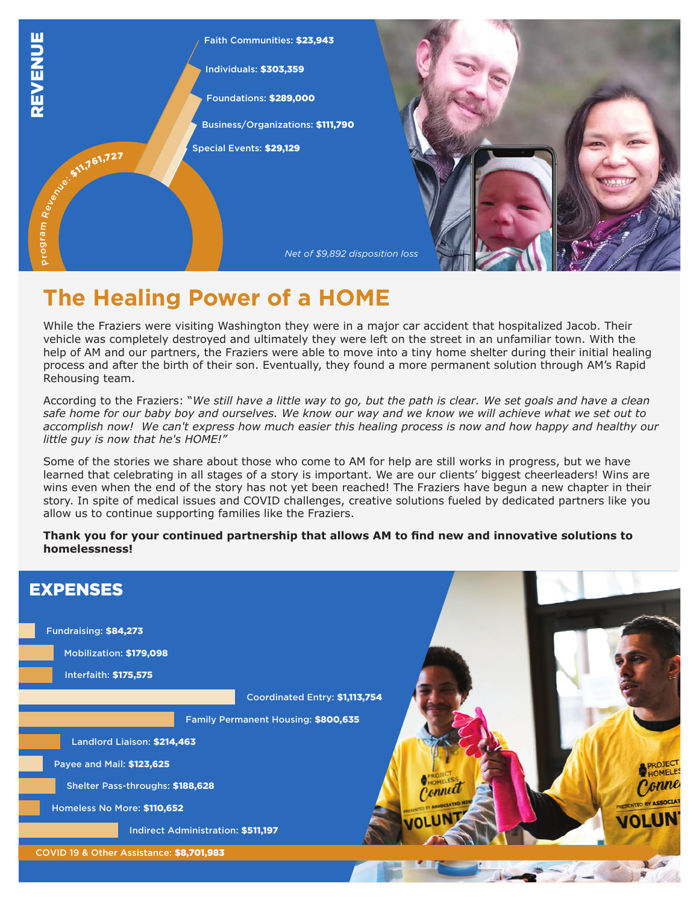## REVENUE

Faith Communities: **$23,943**

Individuals: **$303,359**

Foundations: **$289,000**

Business/Organizations: **$111,790**

Special Events: **$29,129**

Program Revenue: $11,761,727

*Net of $9,892 disposition loss*

# The Healing Power of a HOME

While the Fraziers were visiting Washington they were in a major car accident that hospitalized Jacob. Their vehicle was completely destroyed and ultimately they were left on the street in an unfamiliar town. With the help of AM and our partners, the Fraziers were able to move into a tiny home shelter during their initial healing process and after the birth of their son. Eventually, they found a more permanent solution through AM's Rapid Rehousing team.

According to the Fraziers: "*We still have a little way to go, but the path is clear. We set goals and have a clean safe home for our baby boy and ourselves. We know our way and we know we will achieve what we set out to accomplish now! We can't express how much easier this healing process is now and how happy and healthy our little guy is now that he's HOME!"*

Some of the stories we share about those who come to AM for help are still works in progress, but we have learned that celebrating in all stages of a story is important. We are our clients' biggest cheerleaders! Wins are wins even when the end of the story has not yet been reached! The Fraziers have begun a new chapter in their story. In spite of medical issues and COVID challenges, creative solutions fueled by dedicated partners like you allow us to continue supporting families like the Fraziers.

**Thank you for your continued partnership that allows AM to find new and innovative solutions to homelessness!**

## EXPENSES

Fundraising: **$84,273**

Mobilization: **$179,098**

Interfaith: **$175,575**

Coordinated Entry: **$1,113,754**

Family Permanent Housing: **$800,635**

Landlord Liaison: **$214,463**

Payee and Mail: **$123,625**

Shelter Pass-throughs: **$188,628**

Homeless No More: **$110,652**

Indirect Administration: **$511,197**

COVID 19 & Other Assistance: **$8,701,983**